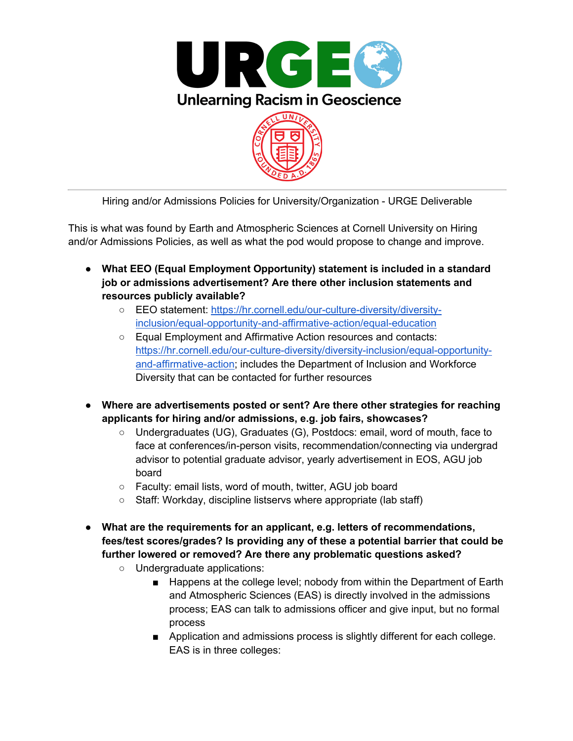# URGE — Unlearning Racism in Geoscience

Hiring and/or Admissions Policies for University/Organization - URGE Deliverable

This is what was found by Earth and Atmospheric Sciences at Cornell University on Hiring and/or Admissions Policies, as well as what the pod would propose to change and improve.

- **What EEO (Equal Employment Opportunity) statement is included in a standard job or admissions advertisement? Are there other inclusion statements and resources publicly available?**
  - EEO statement: [https://hr.cornell.edu/our-culture-diversity/diversity-inclusion/equal-opportunity-and-affirmative-action/equal-education](https://hr.cornell.edu/our-culture-diversity/diversity-inclusion/equal-opportunity-and-affirmative-action/equal-education)
  - Equal Employment and Affirmative Action resources and contacts: [https://hr.cornell.edu/our-culture-diversity/diversity-inclusion/equal-opportunity-and-affirmative-action](https://hr.cornell.edu/our-culture-diversity/diversity-inclusion/equal-opportunity-and-affirmative-action); includes the Department of Inclusion and Workforce Diversity that can be contacted for further resources

- **Where are advertisements posted or sent? Are there other strategies for reaching applicants for hiring and/or admissions, e.g. job fairs, showcases?**
  - Undergraduates (UG), Graduates (G), Postdocs: email, word of mouth, face to face at conferences/in-person visits, recommendation/connecting via undergrad advisor to potential graduate advisor, yearly advertisement in EOS, AGU job board
  - Faculty: email lists, word of mouth, twitter, AGU job board
  - Staff: Workday, discipline listservs where appropriate (lab staff)

- **What are the requirements for an applicant, e.g. letters of recommendations, fees/test scores/grades? Is providing any of these a potential barrier that could be further lowered or removed? Are there any problematic questions asked?**
  - Undergraduate applications:
    - Happens at the college level; nobody from within the Department of Earth and Atmospheric Sciences (EAS) is directly involved in the admissions process; EAS can talk to admissions officer and give input, but no formal process
    - Application and admissions process is slightly different for each college. EAS is in three colleges: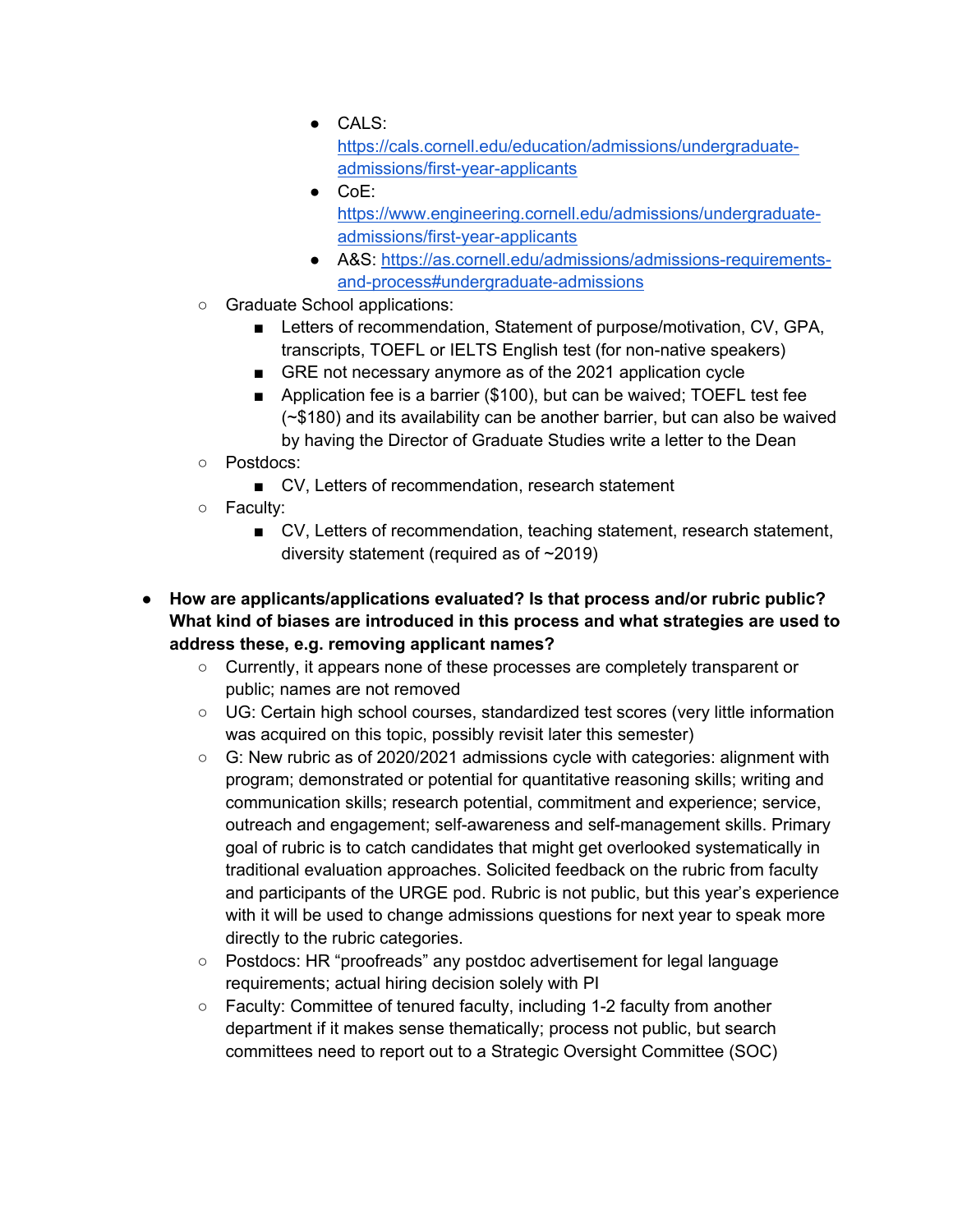- CALS: [https://cals.cornell.edu/education/admissions/undergraduate-admissions/first-year-applicants](https://cals.cornell.edu/education/admissions/undergraduate-admissions/first-year-applicants)
        - CoE: [https://www.engineering.cornell.edu/admissions/undergraduate-admissions/first-year-applicants](https://www.engineering.cornell.edu/admissions/undergraduate-admissions/first-year-applicants)
        - A&S: [https://as.cornell.edu/admissions/admissions-requirements-and-process#undergraduate-admissions](https://as.cornell.edu/admissions/admissions-requirements-and-process#undergraduate-admissions)
    - Graduate School applications:
        - Letters of recommendation, Statement of purpose/motivation, CV, GPA, transcripts, TOEFL or IELTS English test (for non-native speakers)
        - GRE not necessary anymore as of the 2021 application cycle
        - Application fee is a barrier ($100), but can be waived; TOEFL test fee (~$180) and its availability can be another barrier, but can also be waived by having the Director of Graduate Studies write a letter to the Dean
    - Postdocs:
        - CV, Letters of recommendation, research statement
    - Faculty:
        - CV, Letters of recommendation, teaching statement, research statement, diversity statement (required as of ~2019)

- **How are applicants/applications evaluated? Is that process and/or rubric public? What kind of biases are introduced in this process and what strategies are used to address these, e.g. removing applicant names?**
    - Currently, it appears none of these processes are completely transparent or public; names are not removed
    - UG: Certain high school courses, standardized test scores (very little information was acquired on this topic, possibly revisit later this semester)
    - G: New rubric as of 2020/2021 admissions cycle with categories: alignment with program; demonstrated or potential for quantitative reasoning skills; writing and communication skills; research potential, commitment and experience; service, outreach and engagement; self-awareness and self-management skills. Primary goal of rubric is to catch candidates that might get overlooked systematically in traditional evaluation approaches. Solicited feedback on the rubric from faculty and participants of the URGE pod. Rubric is not public, but this year's experience with it will be used to change admissions questions for next year to speak more directly to the rubric categories.
    - Postdocs: HR "proofreads" any postdoc advertisement for legal language requirements; actual hiring decision solely with PI
    - Faculty: Committee of tenured faculty, including 1-2 faculty from another department if it makes sense thematically; process not public, but search committees need to report out to a Strategic Oversight Committee (SOC)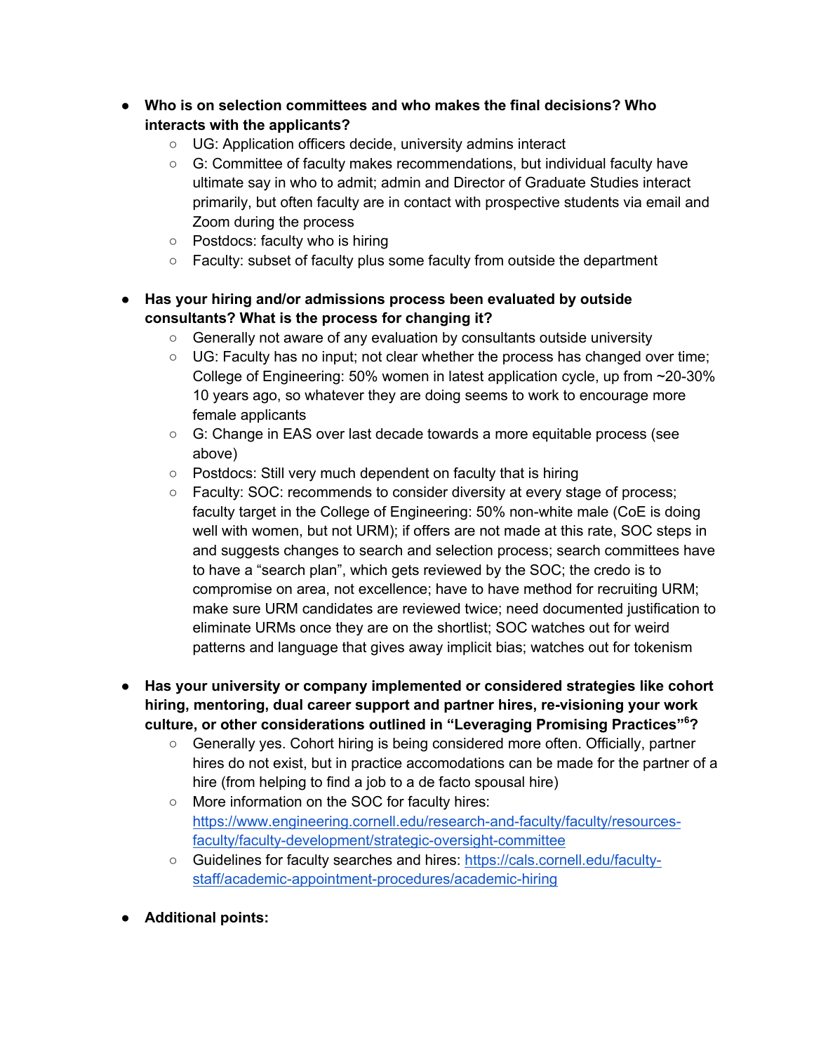- **Who is on selection committees and who makes the final decisions? Who interacts with the applicants?**
    - UG: Application officers decide, university admins interact
    - G: Committee of faculty makes recommendations, but individual faculty have ultimate say in who to admit; admin and Director of Graduate Studies interact primarily, but often faculty are in contact with prospective students via email and Zoom during the process
    - Postdocs: faculty who is hiring
    - Faculty: subset of faculty plus some faculty from outside the department

- **Has your hiring and/or admissions process been evaluated by outside consultants? What is the process for changing it?**
    - Generally not aware of any evaluation by consultants outside university
    - UG: Faculty has no input; not clear whether the process has changed over time; College of Engineering: 50% women in latest application cycle, up from ~20-30% 10 years ago, so whatever they are doing seems to work to encourage more female applicants
    - G: Change in EAS over last decade towards a more equitable process (see above)
    - Postdocs: Still very much dependent on faculty that is hiring
    - Faculty: SOC: recommends to consider diversity at every stage of process; faculty target in the College of Engineering: 50% non-white male (CoE is doing well with women, but not URM); if offers are not made at this rate, SOC steps in and suggests changes to search and selection process; search committees have to have a "search plan", which gets reviewed by the SOC; the credo is to compromise on area, not excellence; have to have method for recruiting URM; make sure URM candidates are reviewed twice; need documented justification to eliminate URMs once they are on the shortlist; SOC watches out for weird patterns and language that gives away implicit bias; watches out for tokenism

- **Has your university or company implemented or considered strategies like cohort hiring, mentoring, dual career support and partner hires, re-visioning your work culture, or other considerations outlined in "Leveraging Promising Practices"[6]?**
    - Generally yes. Cohort hiring is being considered more often. Officially, partner hires do not exist, but in practice accomodations can be made for the partner of a hire (from helping to find a job to a de facto spousal hire)
    - More information on the SOC for faculty hires: https://www.engineering.cornell.edu/research-and-faculty/faculty/resources-faculty/faculty-development/strategic-oversight-committee
    - Guidelines for faculty searches and hires: https://cals.cornell.edu/faculty-staff/academic-appointment-procedures/academic-hiring

- **Additional points:**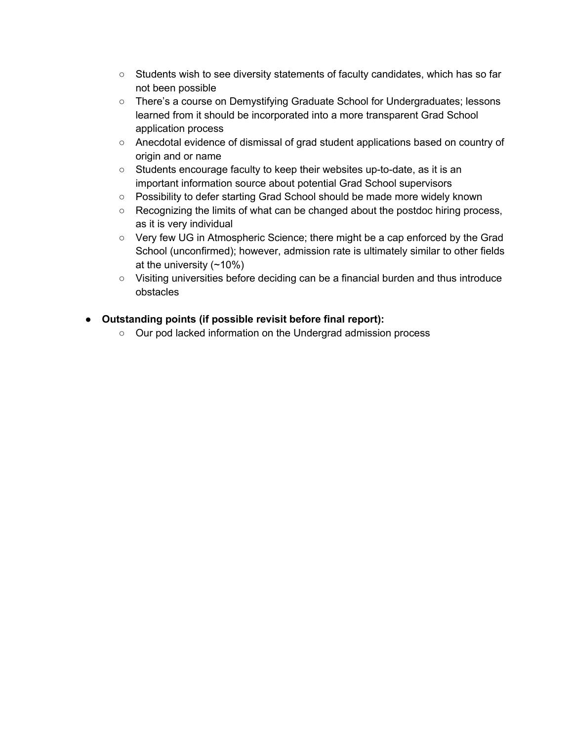- Students wish to see diversity statements of faculty candidates, which has so far not been possible
- There's a course on Demystifying Graduate School for Undergraduates; lessons learned from it should be incorporated into a more transparent Grad School application process
- Anecdotal evidence of dismissal of grad student applications based on country of origin and or name
- Students encourage faculty to keep their websites up-to-date, as it is an important information source about potential Grad School supervisors
- Possibility to defer starting Grad School should be made more widely known
- Recognizing the limits of what can be changed about the postdoc hiring process, as it is very individual
- Very few UG in Atmospheric Science; there might be a cap enforced by the Grad School (unconfirmed); however, admission rate is ultimately similar to other fields at the university (~10%)
- Visiting universities before deciding can be a financial burden and thus introduce obstacles

- **Outstanding points (if possible revisit before final report):**
  - Our pod lacked information on the Undergrad admission process